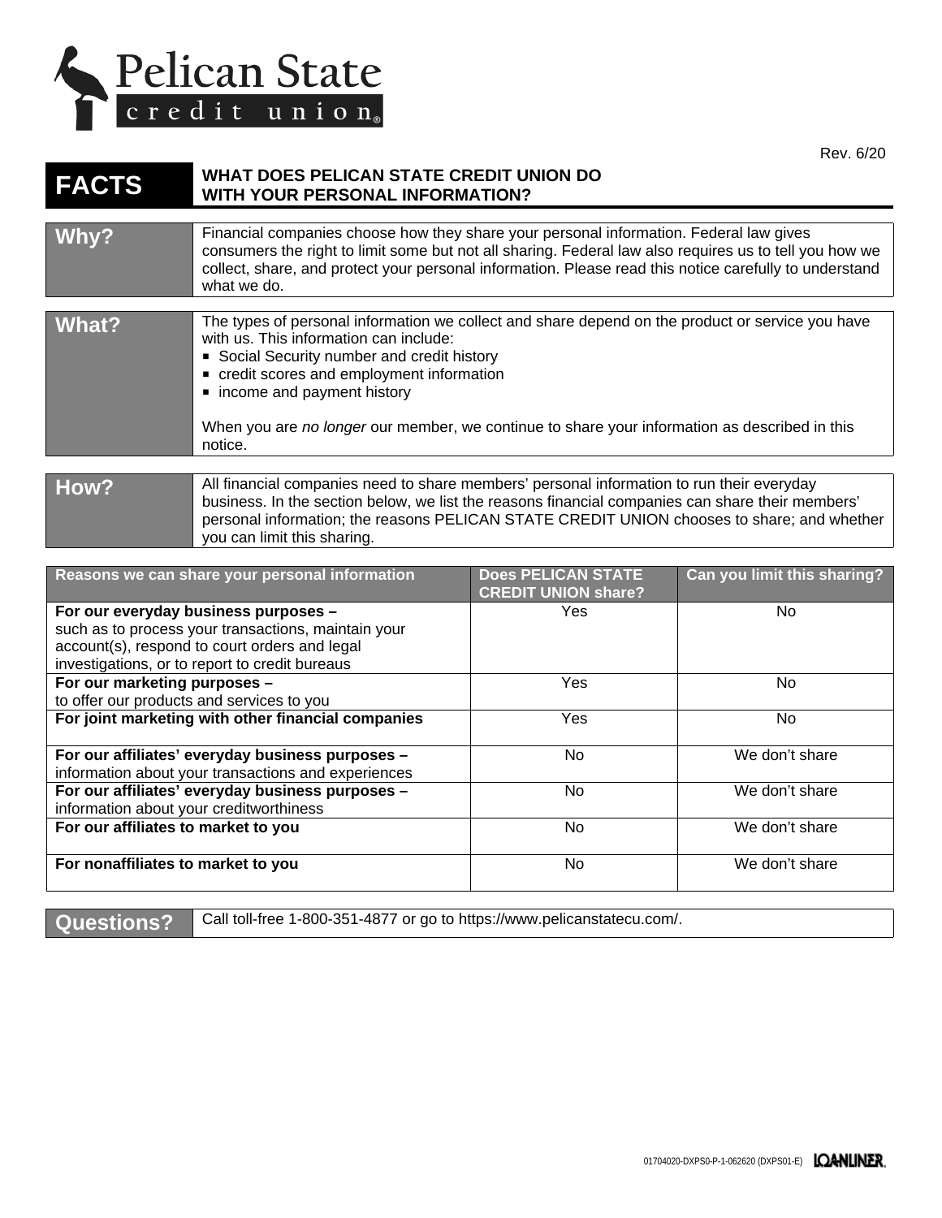Pelican State credit union®

Rev. 6/20

# FACTS — WHAT DOES PELICAN STATE CREDIT UNION DO WITH YOUR PERSONAL INFORMATION?

| | |
|---|---|
| **Why?** | Financial companies choose how they share your personal information. Federal law gives consumers the right to limit some but not all sharing. Federal law also requires us to tell you how we collect, share, and protect your personal information. Please read this notice carefully to understand what we do. |
| **What?** | The types of personal information we collect and share depend on the product or service you have with us. This information can include:<br>▪ Social Security number and credit history<br>▪ credit scores and employment information<br>▪ income and payment history<br><br>When you are *no longer* our member, we continue to share your information as described in this notice. |
| **How?** | All financial companies need to share members' personal information to run their everyday business. In the section below, we list the reasons financial companies can share their members' personal information; the reasons PELICAN STATE CREDIT UNION chooses to share; and whether you can limit this sharing. |

| Reasons we can share your personal information | Does PELICAN STATE CREDIT UNION share? | Can you limit this sharing? |
|---|---|---|
| **For our everyday business purposes –** such as to process your transactions, maintain your account(s), respond to court orders and legal investigations, or to report to credit bureaus | Yes | No |
| **For our marketing purposes –** to offer our products and services to you | Yes | No |
| **For joint marketing with other financial companies** | Yes | No |
| **For our affiliates' everyday business purposes –** information about your transactions and experiences | No | We don't share |
| **For our affiliates' everyday business purposes –** information about your creditworthiness | No | We don't share |
| **For our affiliates to market to you** | No | We don't share |
| **For nonaffiliates to market to you** | No | We don't share |

| | |
|---|---|
| **Questions?** | Call toll-free 1-800-351-4877 or go to https://www.pelicanstatecu.com/. |

01704020-DXPS0-P-1-062620 (DXPS01-E) LOANLINER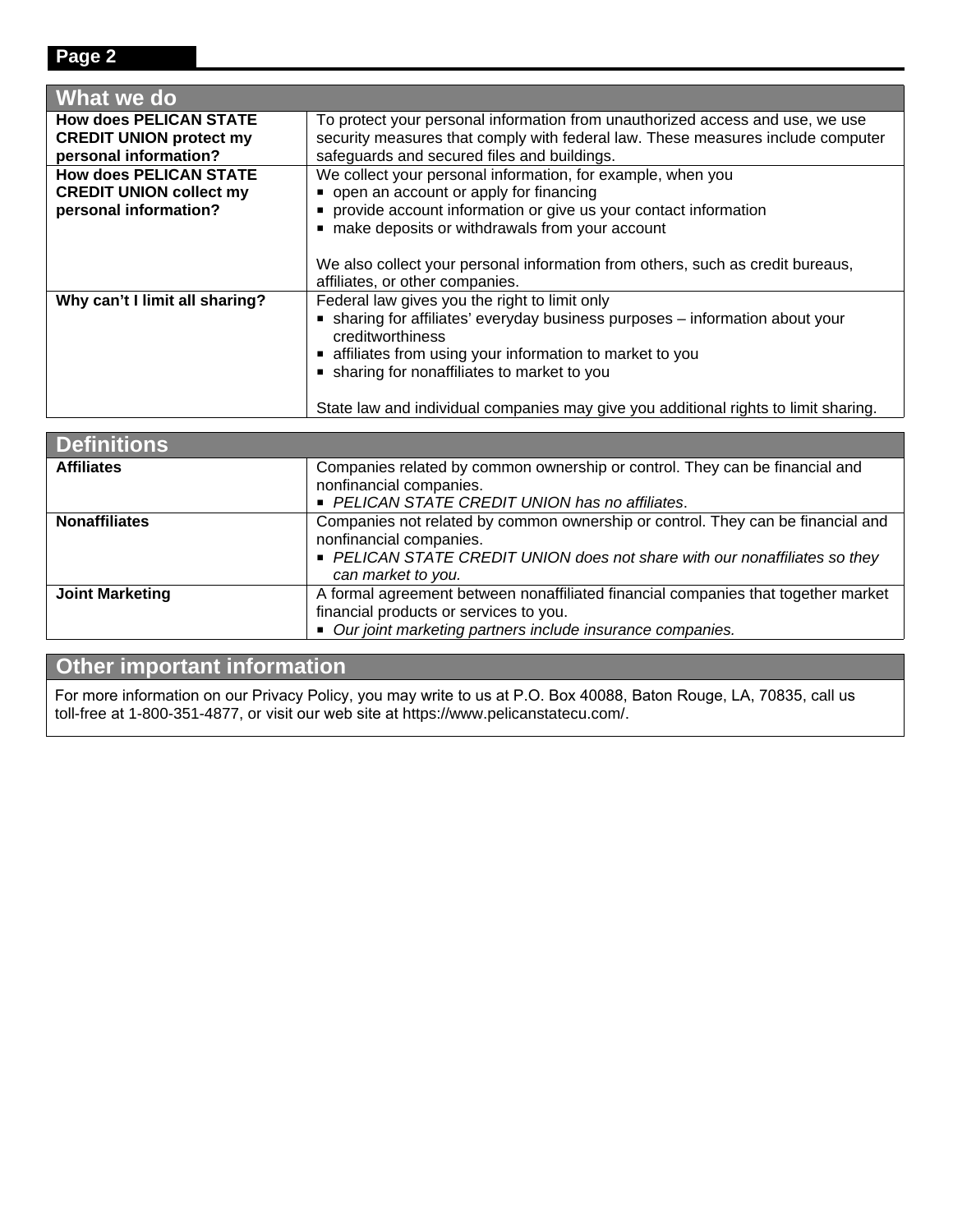| What we do | |
|---|---|
| **How does PELICAN STATE CREDIT UNION protect my personal information?** | To protect your personal information from unauthorized access and use, we use security measures that comply with federal law. These measures include computer safeguards and secured files and buildings. |
| **How does PELICAN STATE CREDIT UNION collect my personal information?** | We collect your personal information, for example, when you<br>▪ open an account or apply for financing<br>▪ provide account information or give us your contact information<br>▪ make deposits or withdrawals from your account<br><br>We also collect your personal information from others, such as credit bureaus, affiliates, or other companies. |
| **Why can't I limit all sharing?** | Federal law gives you the right to limit only<br>▪ sharing for affiliates' everyday business purposes – information about your creditworthiness<br>▪ affiliates from using your information to market to you<br>▪ sharing for nonaffiliates to market to you<br><br>State law and individual companies may give you additional rights to limit sharing. |

| Definitions | |
|---|---|
| **Affiliates** | Companies related by common ownership or control. They can be financial and nonfinancial companies.<br>▪ *PELICAN STATE CREDIT UNION has no affiliates*. |
| **Nonaffiliates** | Companies not related by common ownership or control. They can be financial and nonfinancial companies.<br>▪ *PELICAN STATE CREDIT UNION does not share with our nonaffiliates so they can market to you.* |
| **Joint Marketing** | A formal agreement between nonaffiliated financial companies that together market financial products or services to you.<br>▪ *Our joint marketing partners include insurance companies.* |

## Other important information

For more information on our Privacy Policy, you may write to us at P.O. Box 40088, Baton Rouge, LA, 70835, call us toll-free at 1-800-351-4877, or visit our web site at https://www.pelicanstatecu.com/.